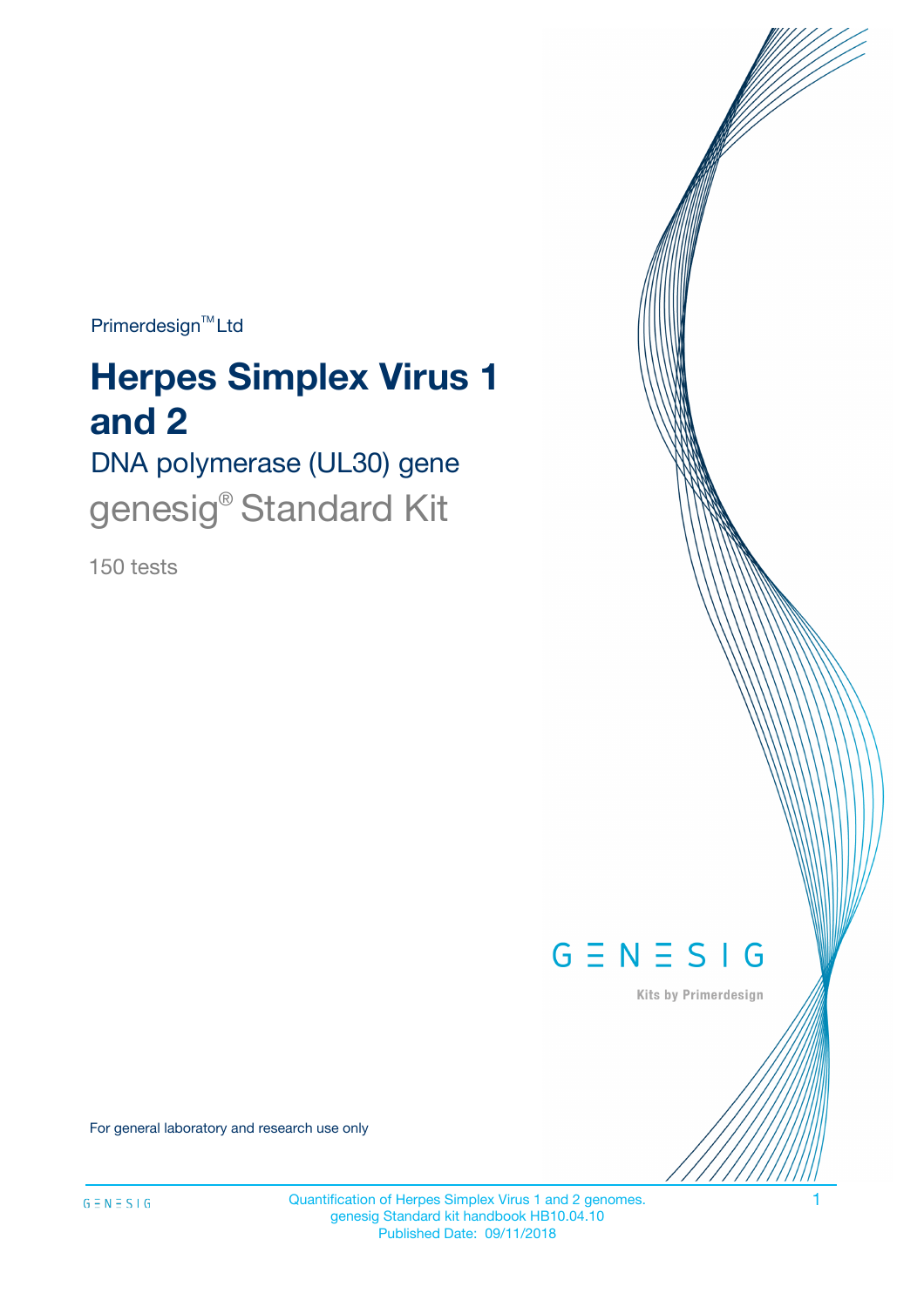Primerdesign™ Ltd

# Herpes Simplex Virus 1 and 2

## DNA polymerase (UL30) gene

genesig® Standard Kit

150 tests

GENESIG

Kits by Primerdesign

For general laboratory and research use only

Quantification of Herpes Simplex Virus 1 and 2 genomes.
genesig Standard kit handbook HB10.04.10
Published Date: 09/11/2018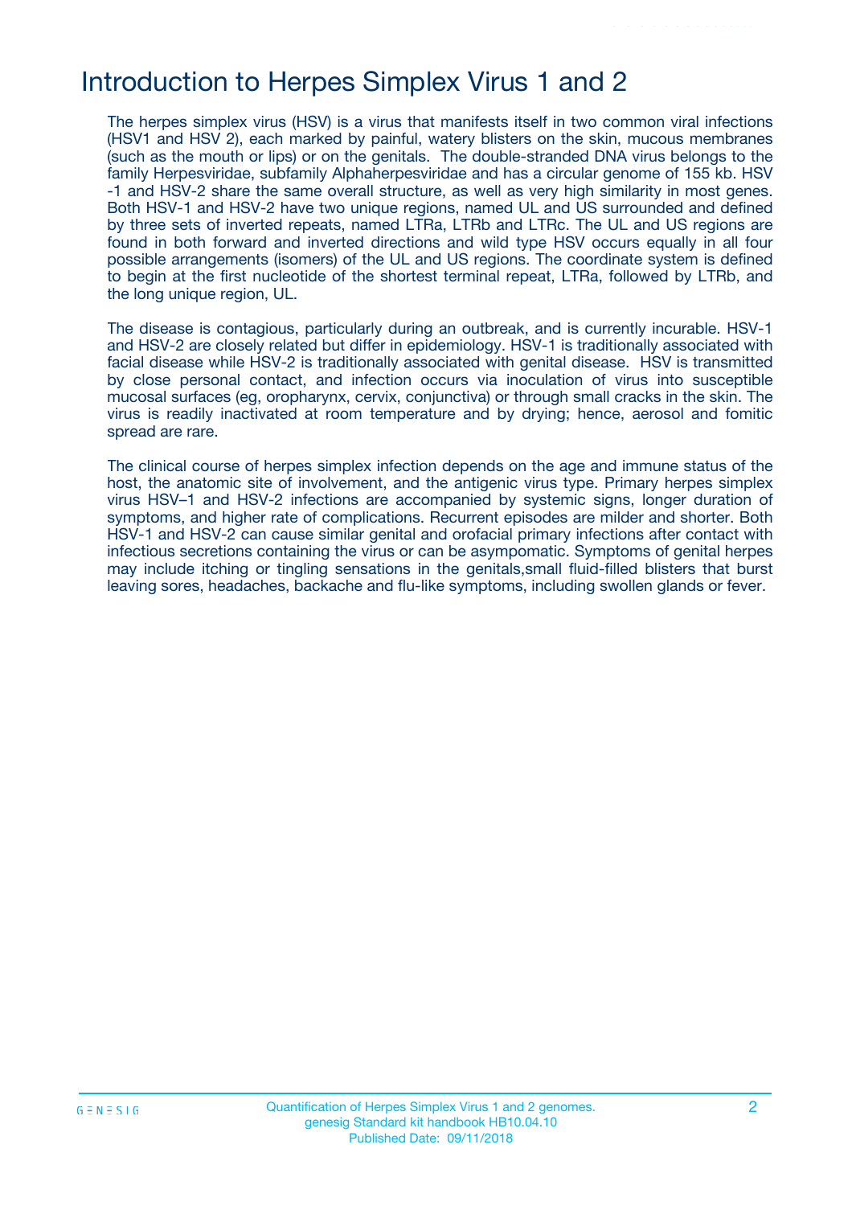# Introduction to Herpes Simplex Virus 1 and 2

The herpes simplex virus (HSV) is a virus that manifests itself in two common viral infections (HSV1 and HSV 2), each marked by painful, watery blisters on the skin, mucous membranes (such as the mouth or lips) or on the genitals. The double-stranded DNA virus belongs to the family Herpesviridae, subfamily Alphaherpesviridae and has a circular genome of 155 kb. HSV -1 and HSV-2 share the same overall structure, as well as very high similarity in most genes. Both HSV-1 and HSV-2 have two unique regions, named UL and US surrounded and defined by three sets of inverted repeats, named LTRa, LTRb and LTRc. The UL and US regions are found in both forward and inverted directions and wild type HSV occurs equally in all four possible arrangements (isomers) of the UL and US regions. The coordinate system is defined to begin at the first nucleotide of the shortest terminal repeat, LTRa, followed by LTRb, and the long unique region, UL.

The disease is contagious, particularly during an outbreak, and is currently incurable. HSV-1 and HSV-2 are closely related but differ in epidemiology. HSV-1 is traditionally associated with facial disease while HSV-2 is traditionally associated with genital disease. HSV is transmitted by close personal contact, and infection occurs via inoculation of virus into susceptible mucosal surfaces (eg, oropharynx, cervix, conjunctiva) or through small cracks in the skin. The virus is readily inactivated at room temperature and by drying; hence, aerosol and fomitic spread are rare.

The clinical course of herpes simplex infection depends on the age and immune status of the host, the anatomic site of involvement, and the antigenic virus type. Primary herpes simplex virus HSV–1 and HSV-2 infections are accompanied by systemic signs, longer duration of symptoms, and higher rate of complications. Recurrent episodes are milder and shorter. Both HSV-1 and HSV-2 can cause similar genital and orofacial primary infections after contact with infectious secretions containing the virus or can be asympomatic. Symptoms of genital herpes may include itching or tingling sensations in the genitals,small fluid-filled blisters that burst leaving sores, headaches, backache and flu-like symptoms, including swollen glands or fever.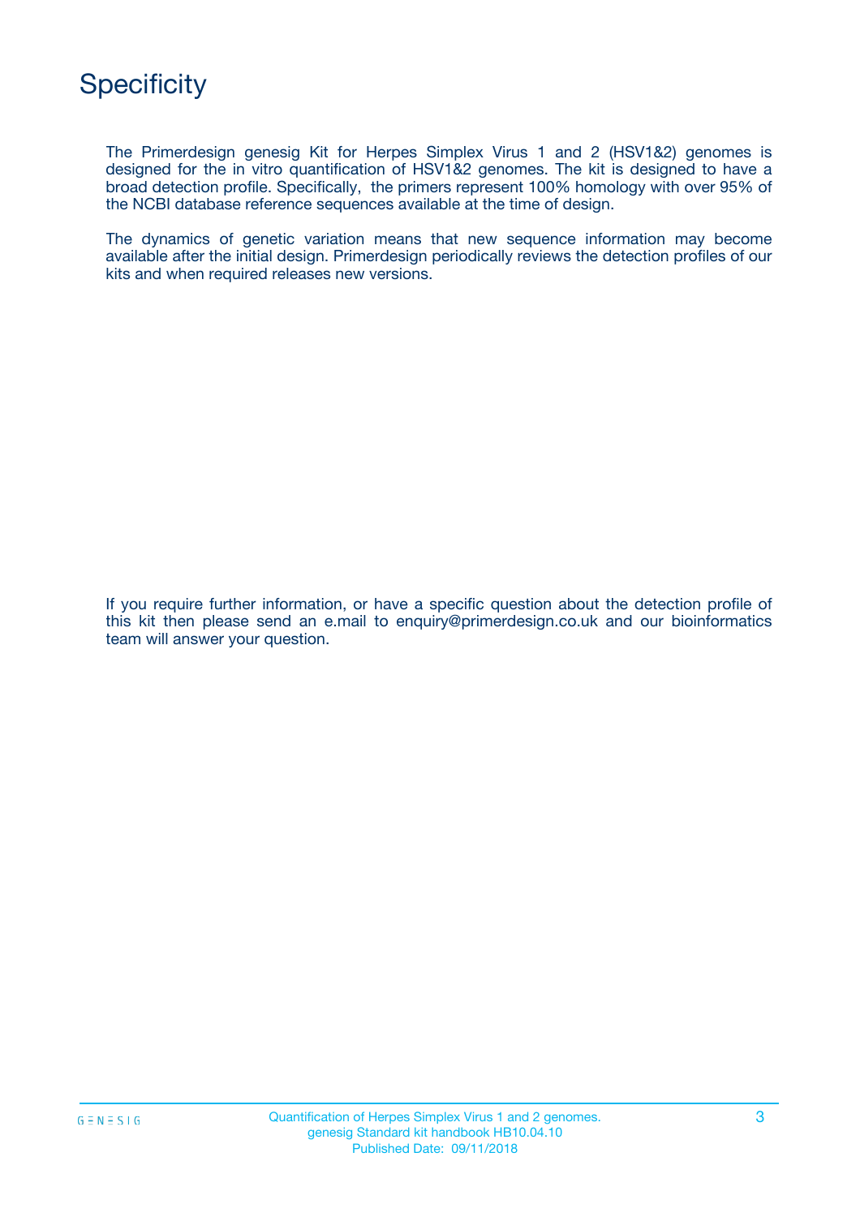# Specificity

The Primerdesign genesig Kit for Herpes Simplex Virus 1 and 2 (HSV1&2) genomes is designed for the in vitro quantification of HSV1&2 genomes. The kit is designed to have a broad detection profile. Specifically, the primers represent 100% homology with over 95% of the NCBI database reference sequences available at the time of design.

The dynamics of genetic variation means that new sequence information may become available after the initial design. Primerdesign periodically reviews the detection profiles of our kits and when required releases new versions.

If you require further information, or have a specific question about the detection profile of this kit then please send an e.mail to enquiry@primerdesign.co.uk and our bioinformatics team will answer your question.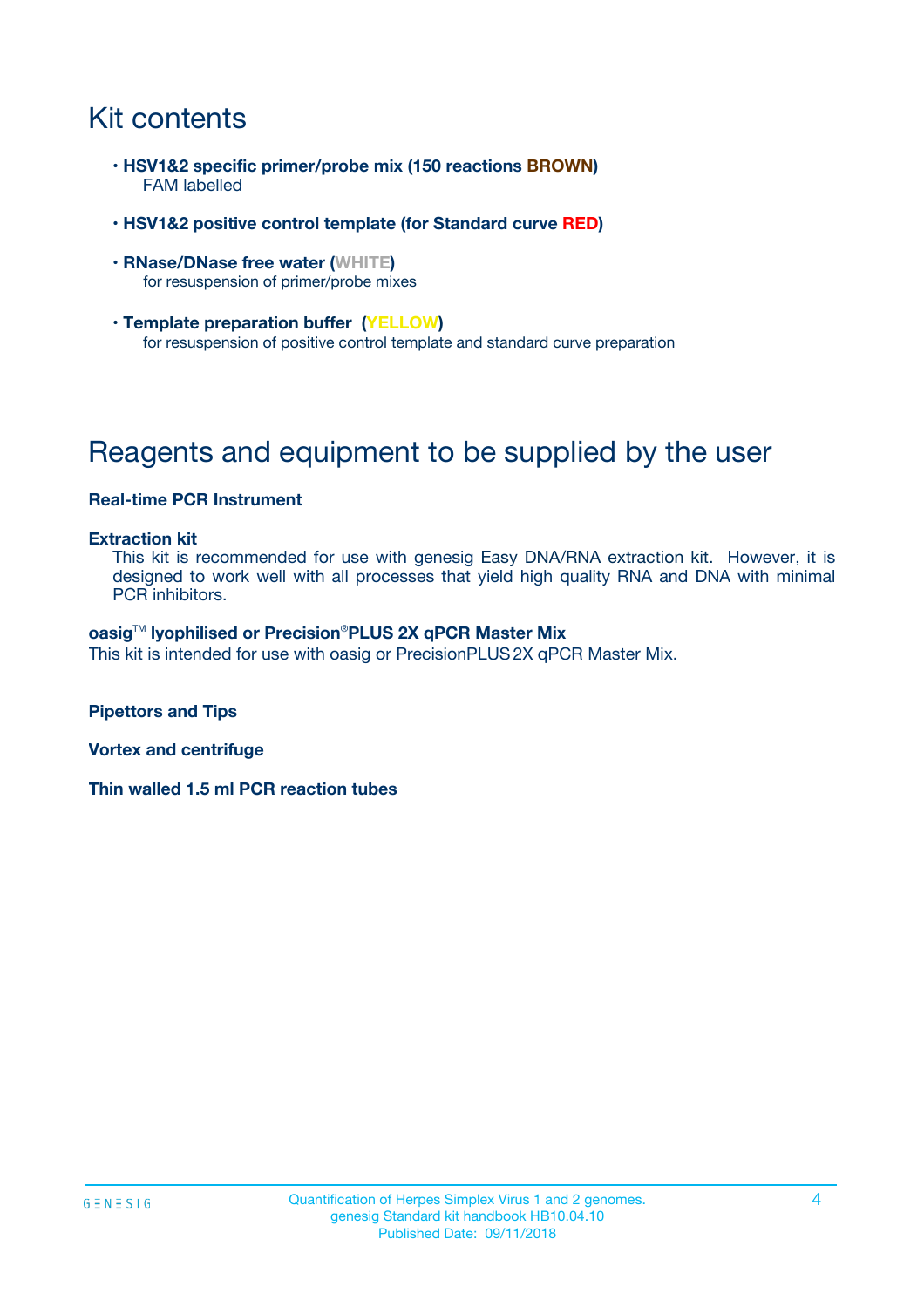# Kit contents

- **HSV1&2 specific primer/probe mix (150 reactions BROWN)**
  FAM labelled
- **HSV1&2 positive control template (for Standard curve RED)**
- **RNase/DNase free water (WHITE)**
  for resuspension of primer/probe mixes
- **Template preparation buffer (YELLOW)**
  for resuspension of positive control template and standard curve preparation

# Reagents and equipment to be supplied by the user

**Real-time PCR Instrument**

**Extraction kit**

This kit is recommended for use with genesig Easy DNA/RNA extraction kit. However, it is designed to work well with all processes that yield high quality RNA and DNA with minimal PCR inhibitors.

**oasig™ lyophilised or Precision®PLUS 2X qPCR Master Mix**

This kit is intended for use with oasig or PrecisionPLUS 2X qPCR Master Mix.

**Pipettors and Tips**

**Vortex and centrifuge**

**Thin walled 1.5 ml PCR reaction tubes**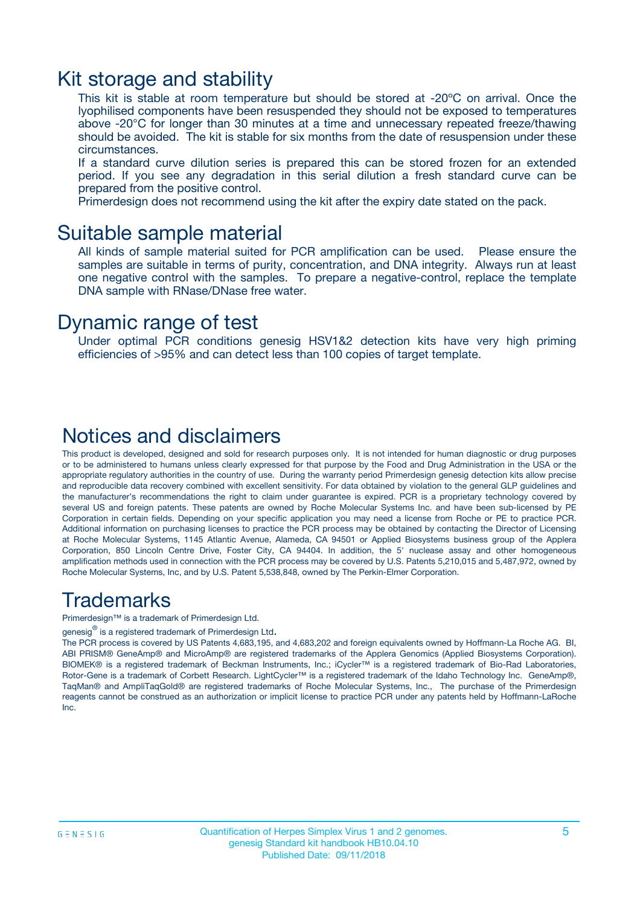# Kit storage and stability

This kit is stable at room temperature but should be stored at -20ºC on arrival. Once the lyophilised components have been resuspended they should not be exposed to temperatures above -20°C for longer than 30 minutes at a time and unnecessary repeated freeze/thawing should be avoided. The kit is stable for six months from the date of resuspension under these circumstances.

If a standard curve dilution series is prepared this can be stored frozen for an extended period. If you see any degradation in this serial dilution a fresh standard curve can be prepared from the positive control.

Primerdesign does not recommend using the kit after the expiry date stated on the pack.

# Suitable sample material

All kinds of sample material suited for PCR amplification can be used. Please ensure the samples are suitable in terms of purity, concentration, and DNA integrity. Always run at least one negative control with the samples. To prepare a negative-control, replace the template DNA sample with RNase/DNase free water.

# Dynamic range of test

Under optimal PCR conditions genesig HSV1&2 detection kits have very high priming efficiencies of >95% and can detect less than 100 copies of target template.

# Notices and disclaimers

This product is developed, designed and sold for research purposes only. It is not intended for human diagnostic or drug purposes or to be administered to humans unless clearly expressed for that purpose by the Food and Drug Administration in the USA or the appropriate regulatory authorities in the country of use. During the warranty period Primerdesign genesig detection kits allow precise and reproducible data recovery combined with excellent sensitivity. For data obtained by violation to the general GLP guidelines and the manufacturer's recommendations the right to claim under guarantee is expired. PCR is a proprietary technology covered by several US and foreign patents. These patents are owned by Roche Molecular Systems Inc. and have been sub-licensed by PE Corporation in certain fields. Depending on your specific application you may need a license from Roche or PE to practice PCR. Additional information on purchasing licenses to practice the PCR process may be obtained by contacting the Director of Licensing at Roche Molecular Systems, 1145 Atlantic Avenue, Alameda, CA 94501 or Applied Biosystems business group of the Applera Corporation, 850 Lincoln Centre Drive, Foster City, CA 94404. In addition, the 5' nuclease assay and other homogeneous amplification methods used in connection with the PCR process may be covered by U.S. Patents 5,210,015 and 5,487,972, owned by Roche Molecular Systems, Inc, and by U.S. Patent 5,538,848, owned by The Perkin-Elmer Corporation.

# Trademarks

Primerdesign™ is a trademark of Primerdesign Ltd.

genesig® is a registered trademark of Primerdesign Ltd.

The PCR process is covered by US Patents 4,683,195, and 4,683,202 and foreign equivalents owned by Hoffmann-La Roche AG. BI, ABI PRISM® GeneAmp® and MicroAmp® are registered trademarks of the Applera Genomics (Applied Biosystems Corporation). BIOMEK® is a registered trademark of Beckman Instruments, Inc.; iCycler™ is a registered trademark of Bio-Rad Laboratories, Rotor-Gene is a trademark of Corbett Research. LightCycler™ is a registered trademark of the Idaho Technology Inc. GeneAmp®, TaqMan® and AmpliTaqGold® are registered trademarks of Roche Molecular Systems, Inc., The purchase of the Primerdesign reagents cannot be construed as an authorization or implicit license to practice PCR under any patents held by Hoffmann-LaRoche Inc.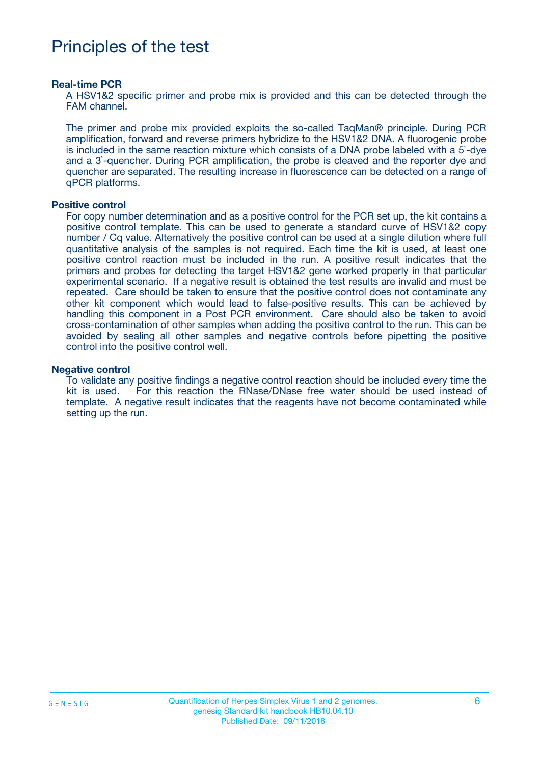# Principles of the test

**Real-time PCR**

A HSV1&2 specific primer and probe mix is provided and this can be detected through the FAM channel.

The primer and probe mix provided exploits the so-called TaqMan® principle. During PCR amplification, forward and reverse primers hybridize to the HSV1&2 DNA. A fluorogenic probe is included in the same reaction mixture which consists of a DNA probe labeled with a 5`-dye and a 3`-quencher. During PCR amplification, the probe is cleaved and the reporter dye and quencher are separated. The resulting increase in fluorescence can be detected on a range of qPCR platforms.

**Positive control**

For copy number determination and as a positive control for the PCR set up, the kit contains a positive control template. This can be used to generate a standard curve of HSV1&2 copy number / Cq value. Alternatively the positive control can be used at a single dilution where full quantitative analysis of the samples is not required. Each time the kit is used, at least one positive control reaction must be included in the run. A positive result indicates that the primers and probes for detecting the target HSV1&2 gene worked properly in that particular experimental scenario. If a negative result is obtained the test results are invalid and must be repeated. Care should be taken to ensure that the positive control does not contaminate any other kit component which would lead to false-positive results. This can be achieved by handling this component in a Post PCR environment. Care should also be taken to avoid cross-contamination of other samples when adding the positive control to the run. This can be avoided by sealing all other samples and negative controls before pipetting the positive control into the positive control well.

**Negative control**

To validate any positive findings a negative control reaction should be included every time the kit is used. For this reaction the RNase/DNase free water should be used instead of template. A negative result indicates that the reagents have not become contaminated while setting up the run.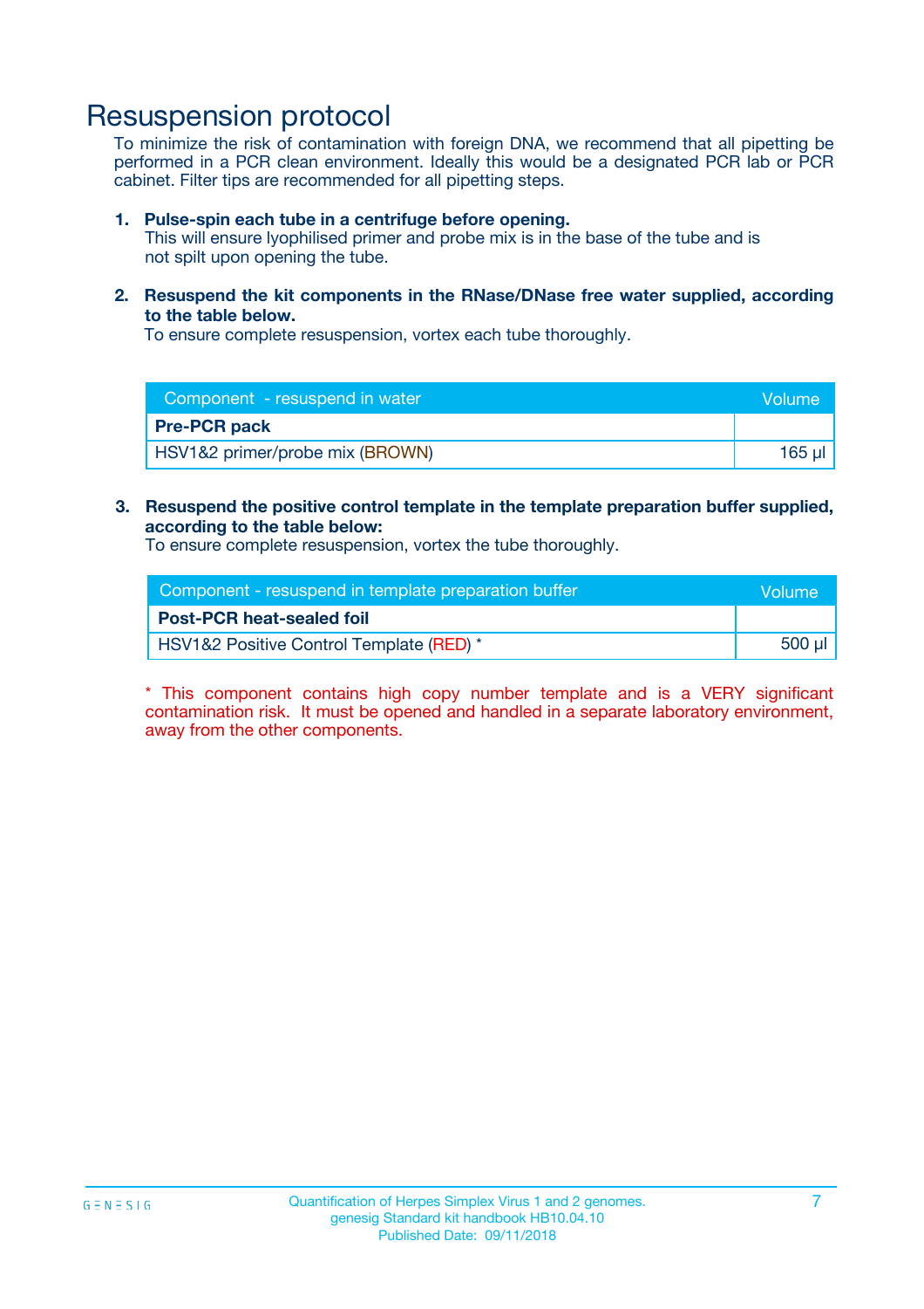# Resuspension protocol

To minimize the risk of contamination with foreign DNA, we recommend that all pipetting be performed in a PCR clean environment. Ideally this would be a designated PCR lab or PCR cabinet. Filter tips are recommended for all pipetting steps.

1. **Pulse-spin each tube in a centrifuge before opening.**
   This will ensure lyophilised primer and probe mix is in the base of the tube and is not spilt upon opening the tube.

2. **Resuspend the kit components in the RNase/DNase free water supplied, according to the table below.**
   To ensure complete resuspension, vortex each tube thoroughly.

| Component - resuspend in water | Volume |
| --- | --- |
| **Pre-PCR pack** | |
| HSV1&2 primer/probe mix (BROWN) | 165 µl |

3. **Resuspend the positive control template in the template preparation buffer supplied, according to the table below:**
   To ensure complete resuspension, vortex the tube thoroughly.

| Component - resuspend in template preparation buffer | Volume |
| --- | --- |
| **Post-PCR heat-sealed foil** | |
| HSV1&2 Positive Control Template (RED) * | 500 µl |

* This component contains high copy number template and is a VERY significant contamination risk. It must be opened and handled in a separate laboratory environment, away from the other components.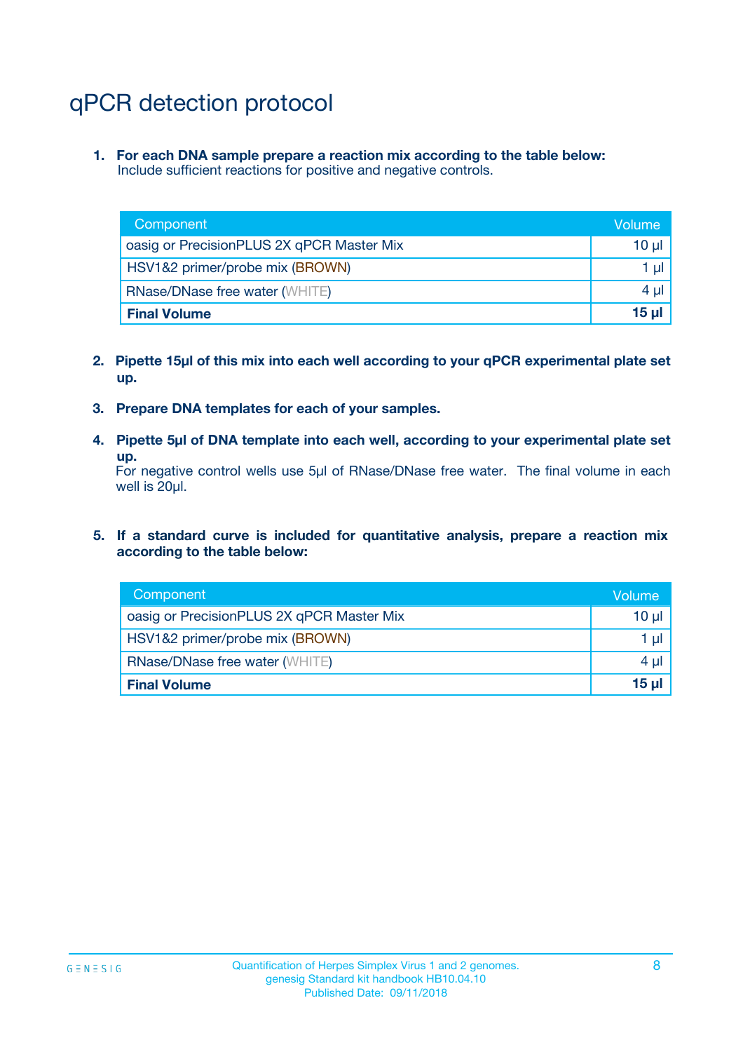# qPCR detection protocol

1. **For each DNA sample prepare a reaction mix according to the table below:**
   Include sufficient reactions for positive and negative controls.

| Component | Volume |
|---|---|
| oasig or PrecisionPLUS 2X qPCR Master Mix | 10 µl |
| HSV1&2 primer/probe mix (BROWN) | 1 µl |
| RNase/DNase free water (WHITE) | 4 µl |
| **Final Volume** | **15 µl** |

2. **Pipette 15µl of this mix into each well according to your qPCR experimental plate set up.**

3. **Prepare DNA templates for each of your samples.**

4. **Pipette 5µl of DNA template into each well, according to your experimental plate set up.**
   For negative control wells use 5µl of RNase/DNase free water. The final volume in each well is 20µl.

5. **If a standard curve is included for quantitative analysis, prepare a reaction mix according to the table below:**

| Component | Volume |
|---|---|
| oasig or PrecisionPLUS 2X qPCR Master Mix | 10 µl |
| HSV1&2 primer/probe mix (BROWN) | 1 µl |
| RNase/DNase free water (WHITE) | 4 µl |
| **Final Volume** | **15 µl** |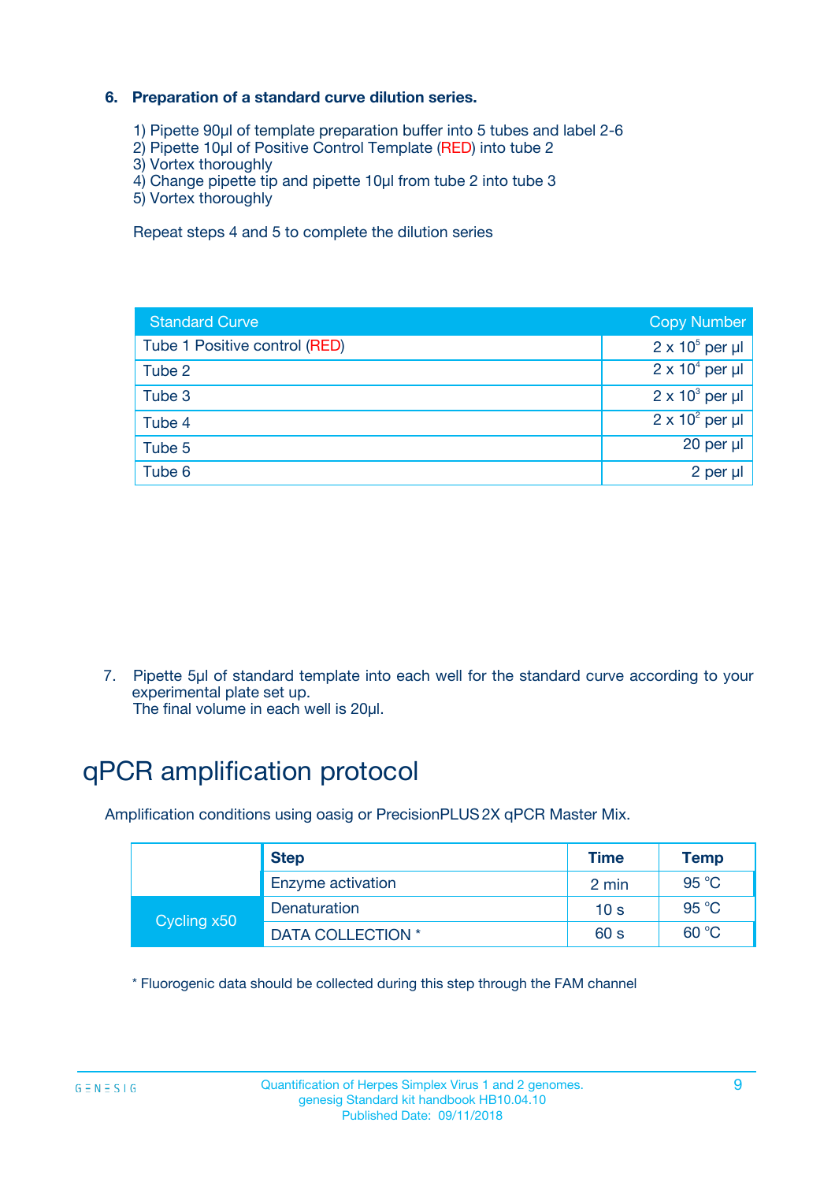**6. Preparation of a standard curve dilution series.**

1) Pipette 90µl of template preparation buffer into 5 tubes and label 2-6
2) Pipette 10µl of Positive Control Template (RED) into tube 2
3) Vortex thoroughly
4) Change pipette tip and pipette 10µl from tube 2 into tube 3
5) Vortex thoroughly

Repeat steps 4 and 5 to complete the dilution series

| Standard Curve | Copy Number |
|---|---|
| Tube 1 Positive control (RED) | $2 \times 10^5$ per µl |
| Tube 2 | $2 \times 10^4$ per µl |
| Tube 3 | $2 \times 10^3$ per µl |
| Tube 4 | $2 \times 10^2$ per µl |
| Tube 5 | 20 per µl |
| Tube 6 | 2 per µl |

7. Pipette 5µl of standard template into each well for the standard curve according to your experimental plate set up.
The final volume in each well is 20µl.

# qPCR amplification protocol

Amplification conditions using oasig or PrecisionPLUS 2X qPCR Master Mix.

| | Step | Time | Temp |
|---|---|---|---|
| | Enzyme activation | 2 min | 95 °C |
| Cycling x50 | Denaturation | 10 s | 95 °C |
| | DATA COLLECTION * | 60 s | 60 °C |

* Fluorogenic data should be collected during this step through the FAM channel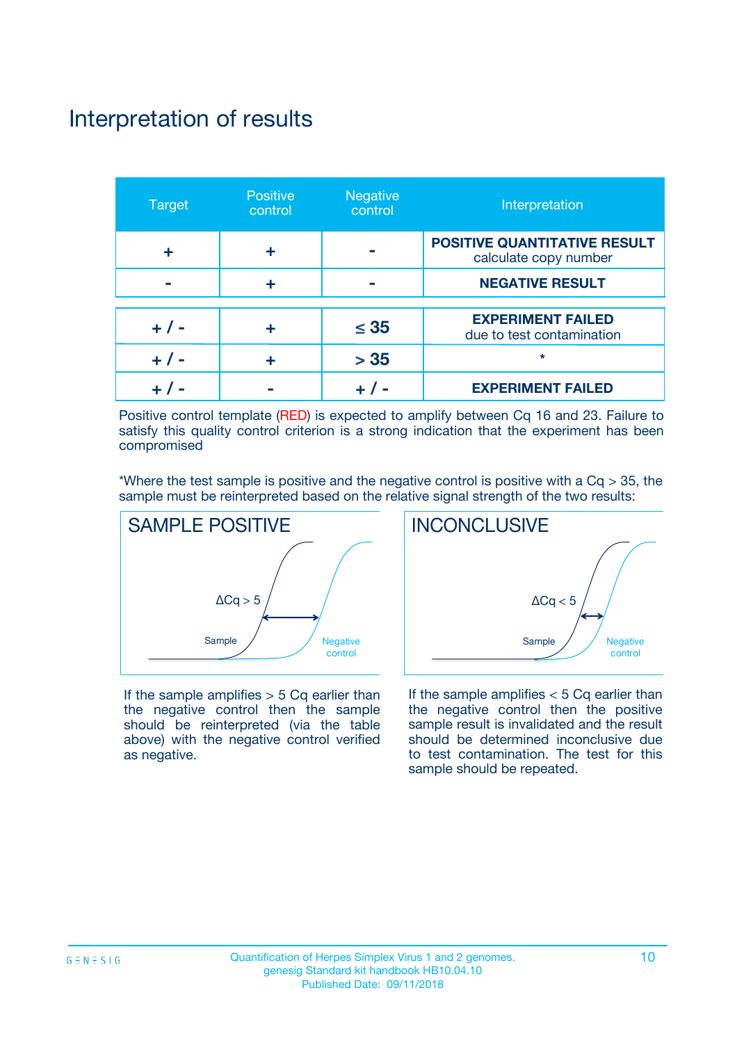# Interpretation of results

| Target | Positive control | Negative control | Interpretation |
|---|---|---|---|
| + | + | - | **POSITIVE QUANTITATIVE RESULT** calculate copy number |
| - | + | - | **NEGATIVE RESULT** |
| + / - | + | ≤ 35 | **EXPERIMENT FAILED** due to test contamination |
| + / - | + | > 35 | * |
| + / - | - | + / - | **EXPERIMENT FAILED** |

Positive control template (RED) is expected to amplify between Cq 16 and 23. Failure to satisfy this quality control criterion is a strong indication that the experiment has been compromised

*Where the test sample is positive and the negative control is positive with a Cq > 35, the sample must be reinterpreted based on the relative signal strength of the two results:

SAMPLE POSITIVE

ΔCq > 5

Sample

Negative control

If the sample amplifies > 5 Cq earlier than the negative control then the sample should be reinterpreted (via the table above) with the negative control verified as negative.

INCONCLUSIVE

ΔCq < 5

Sample

Negative control

If the sample amplifies < 5 Cq earlier than the negative control then the positive sample result is invalidated and the result should be determined inconclusive due to test contamination. The test for this sample should be repeated.